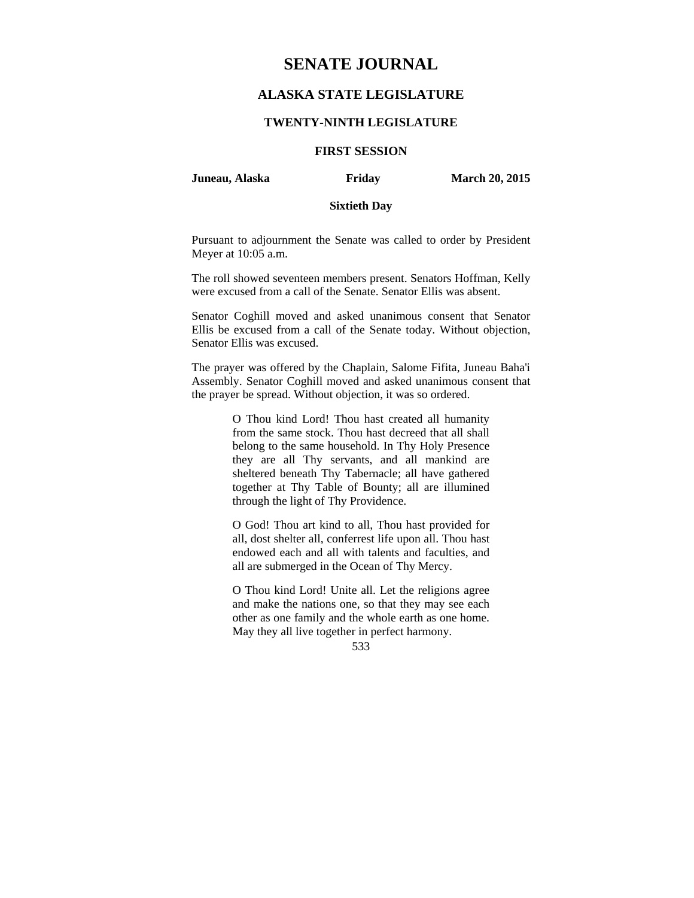# SENATE JOURNAL

## ALASKA STATE LEGISLATURE

### TWENTY-NINTH LEGISLATURE

### FIRST SESSION

**Juneau, Alaska** **Friday** **March 20, 2015**

**Sixtieth Day**

Pursuant to adjournment the Senate was called to order by President Meyer at 10:05 a.m.

The roll showed seventeen members present. Senators Hoffman, Kelly were excused from a call of the Senate. Senator Ellis was absent.

Senator Coghill moved and asked unanimous consent that Senator Ellis be excused from a call of the Senate today. Without objection, Senator Ellis was excused.

The prayer was offered by the Chaplain, Salome Fifita, Juneau Baha'i Assembly. Senator Coghill moved and asked unanimous consent that the prayer be spread. Without objection, it was so ordered.

> O Thou kind Lord! Thou hast created all humanity from the same stock. Thou hast decreed that all shall belong to the same household. In Thy Holy Presence they are all Thy servants, and all mankind are sheltered beneath Thy Tabernacle; all have gathered together at Thy Table of Bounty; all are illumined through the light of Thy Providence.
>
> O God! Thou art kind to all, Thou hast provided for all, dost shelter all, conferrest life upon all. Thou hast endowed each and all with talents and faculties, and all are submerged in the Ocean of Thy Mercy.
>
> O Thou kind Lord! Unite all. Let the religions agree and make the nations one, so that they may see each other as one family and the whole earth as one home. May they all live together in perfect harmony.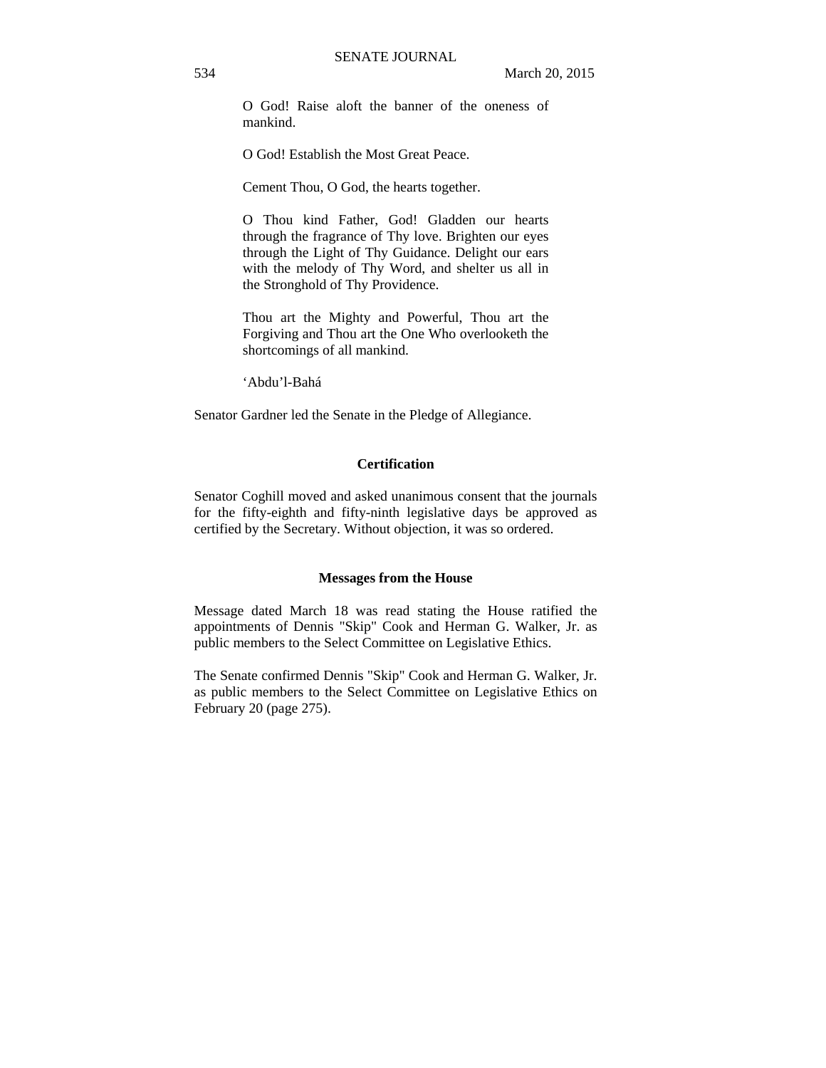O God! Raise aloft the banner of the oneness of mankind.

O God! Establish the Most Great Peace.

Cement Thou, O God, the hearts together.

O Thou kind Father, God! Gladden our hearts through the fragrance of Thy love. Brighten our eyes through the Light of Thy Guidance. Delight our ears with the melody of Thy Word, and shelter us all in the Stronghold of Thy Providence.

Thou art the Mighty and Powerful, Thou art the Forgiving and Thou art the One Who overlooketh the shortcomings of all mankind.

'Abdu'l-Bahá

Senator Gardner led the Senate in the Pledge of Allegiance.

## Certification

Senator Coghill moved and asked unanimous consent that the journals for the fifty-eighth and fifty-ninth legislative days be approved as certified by the Secretary. Without objection, it was so ordered.

## Messages from the House

Message dated March 18 was read stating the House ratified the appointments of Dennis "Skip" Cook and Herman G. Walker, Jr. as public members to the Select Committee on Legislative Ethics.

The Senate confirmed Dennis "Skip" Cook and Herman G. Walker, Jr. as public members to the Select Committee on Legislative Ethics on February 20 (page 275).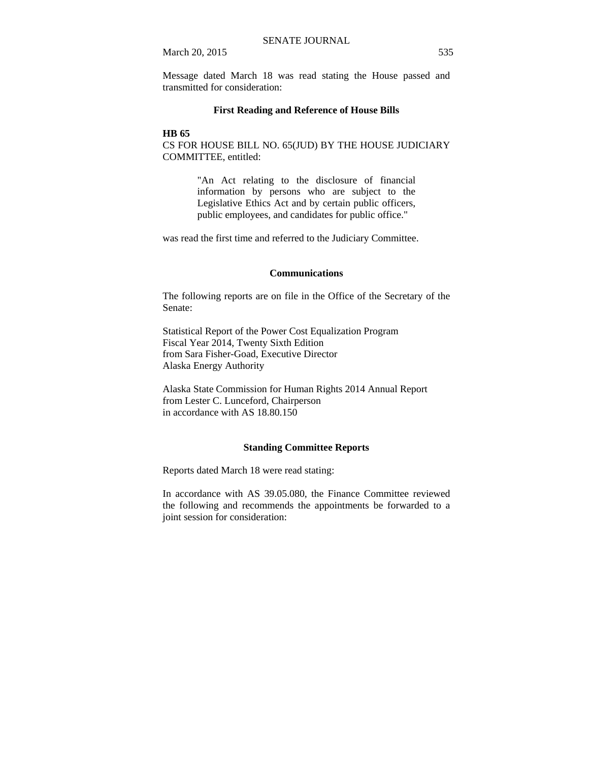Message dated March 18 was read stating the House passed and transmitted for consideration:

### First Reading and Reference of House Bills

**HB 65**

CS FOR HOUSE BILL NO. 65(JUD) BY THE HOUSE JUDICIARY COMMITTEE, entitled:

> "An Act relating to the disclosure of financial information by persons who are subject to the Legislative Ethics Act and by certain public officers, public employees, and candidates for public office."

was read the first time and referred to the Judiciary Committee.

### Communications

The following reports are on file in the Office of the Secretary of the Senate:

Statistical Report of the Power Cost Equalization Program  
Fiscal Year 2014, Twenty Sixth Edition  
from Sara Fisher-Goad, Executive Director  
Alaska Energy Authority

Alaska State Commission for Human Rights 2014 Annual Report  
from Lester C. Lunceford, Chairperson  
in accordance with AS 18.80.150

### Standing Committee Reports

Reports dated March 18 were read stating:

In accordance with AS 39.05.080, the Finance Committee reviewed the following and recommends the appointments be forwarded to a joint session for consideration: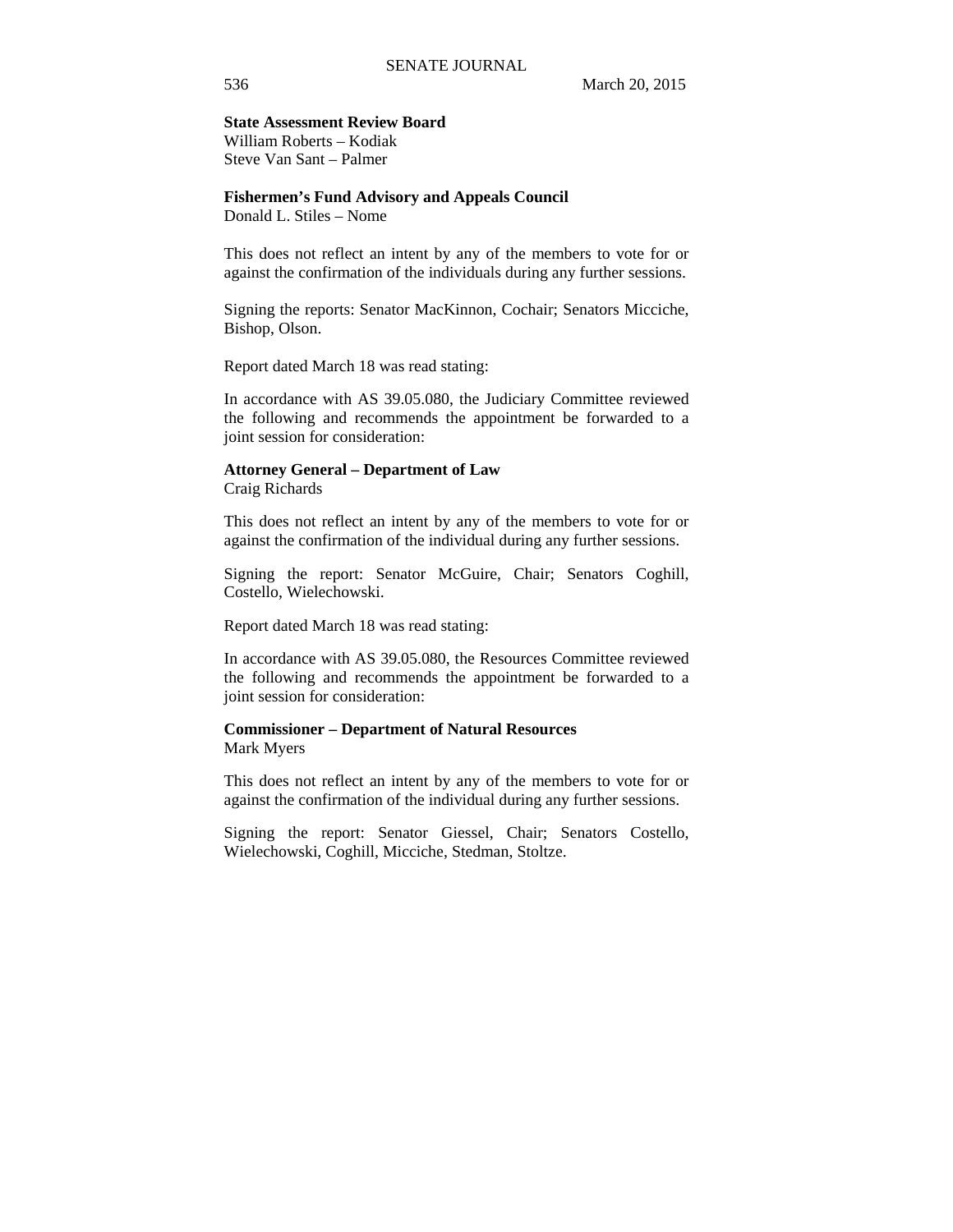**State Assessment Review Board**
William Roberts – Kodiak
Steve Van Sant – Palmer

**Fishermen's Fund Advisory and Appeals Council**
Donald L. Stiles – Nome

This does not reflect an intent by any of the members to vote for or against the confirmation of the individuals during any further sessions.

Signing the reports: Senator MacKinnon, Cochair; Senators Micciche, Bishop, Olson.

Report dated March 18 was read stating:

In accordance with AS 39.05.080, the Judiciary Committee reviewed the following and recommends the appointment be forwarded to a joint session for consideration:

**Attorney General – Department of Law**
Craig Richards

This does not reflect an intent by any of the members to vote for or against the confirmation of the individual during any further sessions.

Signing the report: Senator McGuire, Chair; Senators Coghill, Costello, Wielechowski.

Report dated March 18 was read stating:

In accordance with AS 39.05.080, the Resources Committee reviewed the following and recommends the appointment be forwarded to a joint session for consideration:

**Commissioner – Department of Natural Resources**
Mark Myers

This does not reflect an intent by any of the members to vote for or against the confirmation of the individual during any further sessions.

Signing the report: Senator Giessel, Chair; Senators Costello, Wielechowski, Coghill, Micciche, Stedman, Stoltze.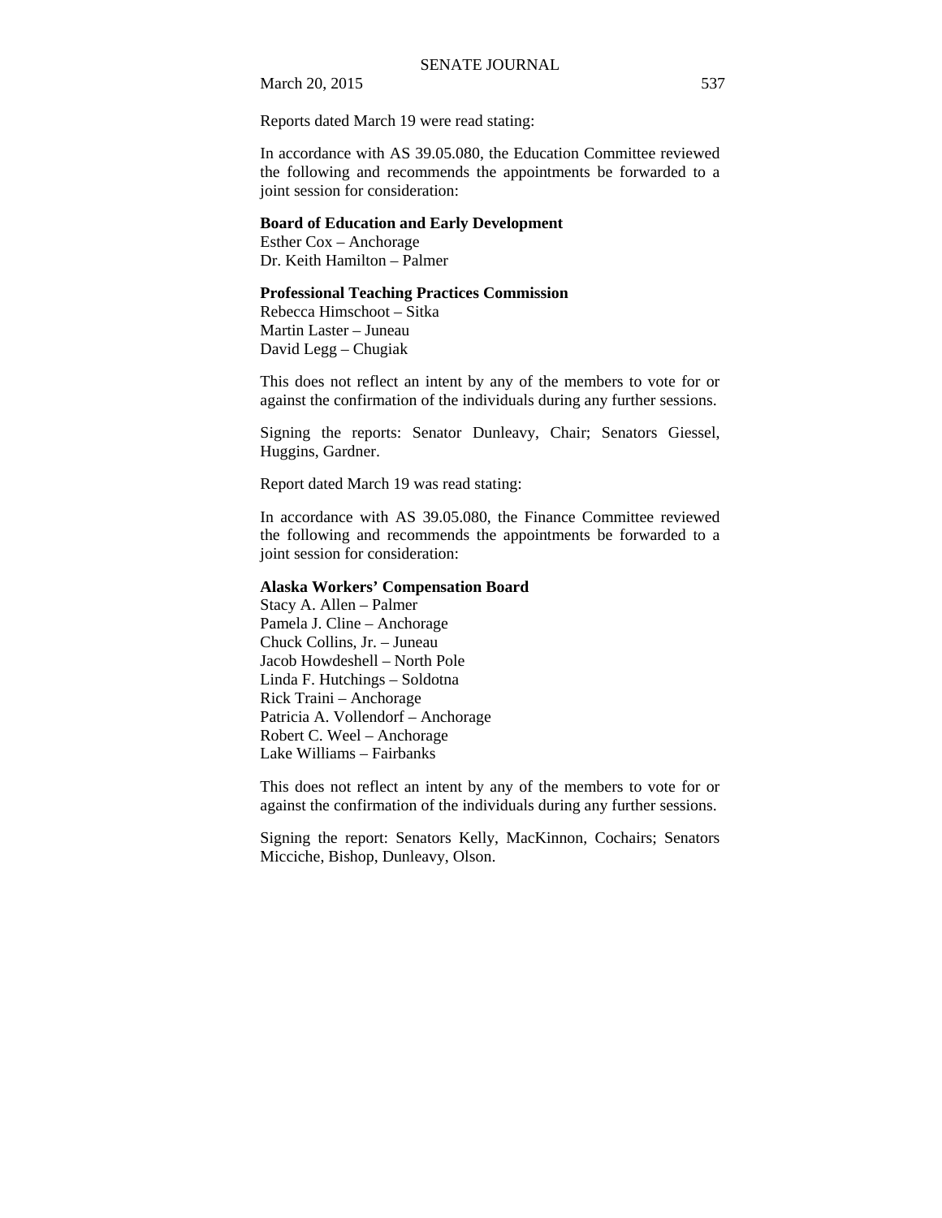Reports dated March 19 were read stating:

In accordance with AS 39.05.080, the Education Committee reviewed the following and recommends the appointments be forwarded to a joint session for consideration:

**Board of Education and Early Development**
Esther Cox – Anchorage
Dr. Keith Hamilton – Palmer

**Professional Teaching Practices Commission**
Rebecca Himschoot – Sitka
Martin Laster – Juneau
David Legg – Chugiak

This does not reflect an intent by any of the members to vote for or against the confirmation of the individuals during any further sessions.

Signing the reports: Senator Dunleavy, Chair; Senators Giessel, Huggins, Gardner.

Report dated March 19 was read stating:

In accordance with AS 39.05.080, the Finance Committee reviewed the following and recommends the appointments be forwarded to a joint session for consideration:

**Alaska Workers' Compensation Board**
Stacy A. Allen – Palmer
Pamela J. Cline – Anchorage
Chuck Collins, Jr. – Juneau
Jacob Howdeshell – North Pole
Linda F. Hutchings – Soldotna
Rick Traini – Anchorage
Patricia A. Vollendorf – Anchorage
Robert C. Weel – Anchorage
Lake Williams – Fairbanks

This does not reflect an intent by any of the members to vote for or against the confirmation of the individuals during any further sessions.

Signing the report: Senators Kelly, MacKinnon, Cochairs; Senators Micciche, Bishop, Dunleavy, Olson.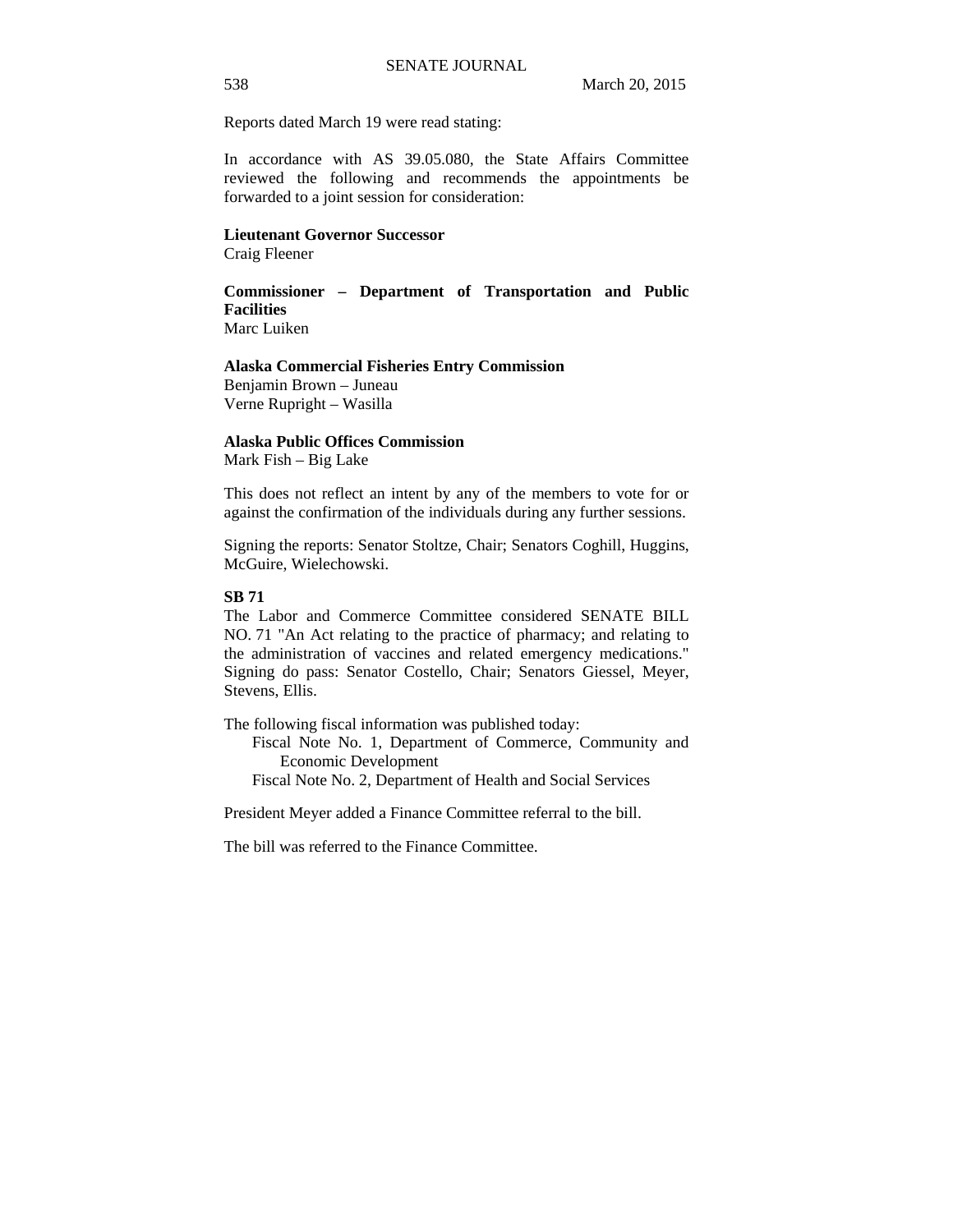Reports dated March 19 were read stating:

In accordance with AS 39.05.080, the State Affairs Committee reviewed the following and recommends the appointments be forwarded to a joint session for consideration:

**Lieutenant Governor Successor**
Craig Fleener

**Commissioner – Department of Transportation and Public Facilities**
Marc Luiken

**Alaska Commercial Fisheries Entry Commission**
Benjamin Brown – Juneau
Verne Rupright – Wasilla

**Alaska Public Offices Commission**
Mark Fish – Big Lake

This does not reflect an intent by any of the members to vote for or against the confirmation of the individuals during any further sessions.

Signing the reports: Senator Stoltze, Chair; Senators Coghill, Huggins, McGuire, Wielechowski.

**SB 71**
The Labor and Commerce Committee considered SENATE BILL NO. 71 "An Act relating to the practice of pharmacy; and relating to the administration of vaccines and related emergency medications." Signing do pass: Senator Costello, Chair; Senators Giessel, Meyer, Stevens, Ellis.

The following fiscal information was published today:

Fiscal Note No. 1, Department of Commerce, Community and Economic Development
Fiscal Note No. 2, Department of Health and Social Services

President Meyer added a Finance Committee referral to the bill.

The bill was referred to the Finance Committee.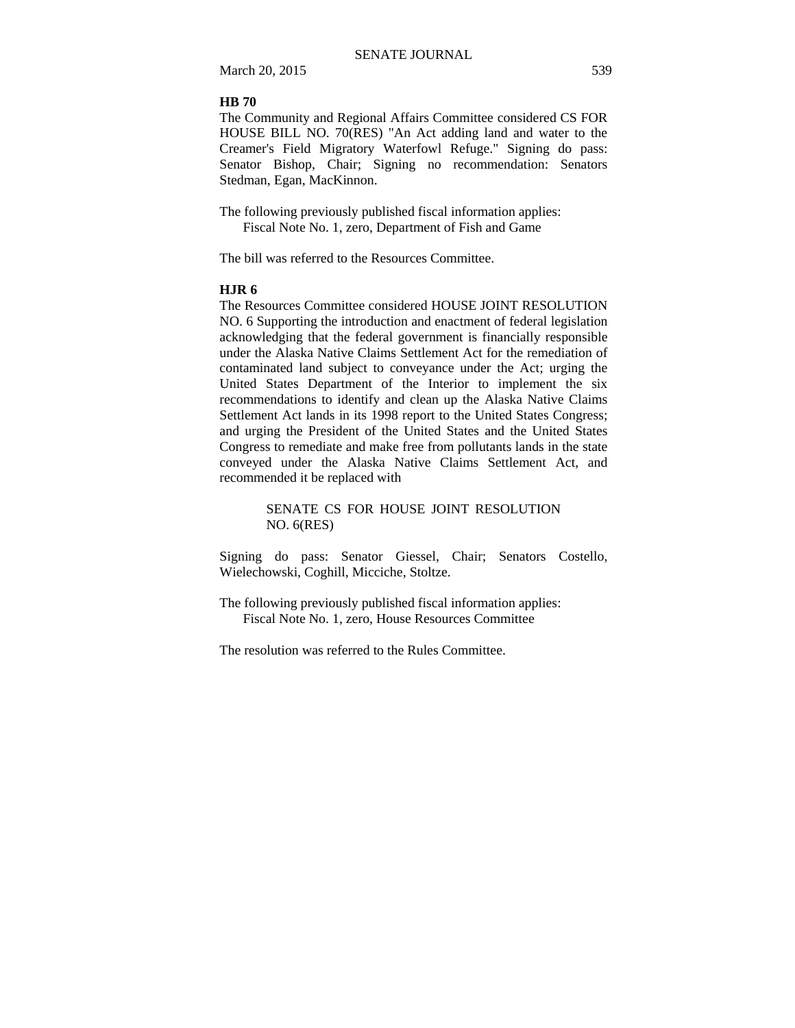**HB 70**

The Community and Regional Affairs Committee considered CS FOR HOUSE BILL NO. 70(RES) "An Act adding land and water to the Creamer's Field Migratory Waterfowl Refuge." Signing do pass: Senator Bishop, Chair; Signing no recommendation: Senators Stedman, Egan, MacKinnon.

The following previously published fiscal information applies:
Fiscal Note No. 1, zero, Department of Fish and Game

The bill was referred to the Resources Committee.

**HJR 6**

The Resources Committee considered HOUSE JOINT RESOLUTION NO. 6 Supporting the introduction and enactment of federal legislation acknowledging that the federal government is financially responsible under the Alaska Native Claims Settlement Act for the remediation of contaminated land subject to conveyance under the Act; urging the United States Department of the Interior to implement the six recommendations to identify and clean up the Alaska Native Claims Settlement Act lands in its 1998 report to the United States Congress; and urging the President of the United States and the United States Congress to remediate and make free from pollutants lands in the state conveyed under the Alaska Native Claims Settlement Act, and recommended it be replaced with

SENATE CS FOR HOUSE JOINT RESOLUTION NO. 6(RES)

Signing do pass: Senator Giessel, Chair; Senators Costello, Wielechowski, Coghill, Micciche, Stoltze.

The following previously published fiscal information applies:
Fiscal Note No. 1, zero, House Resources Committee

The resolution was referred to the Rules Committee.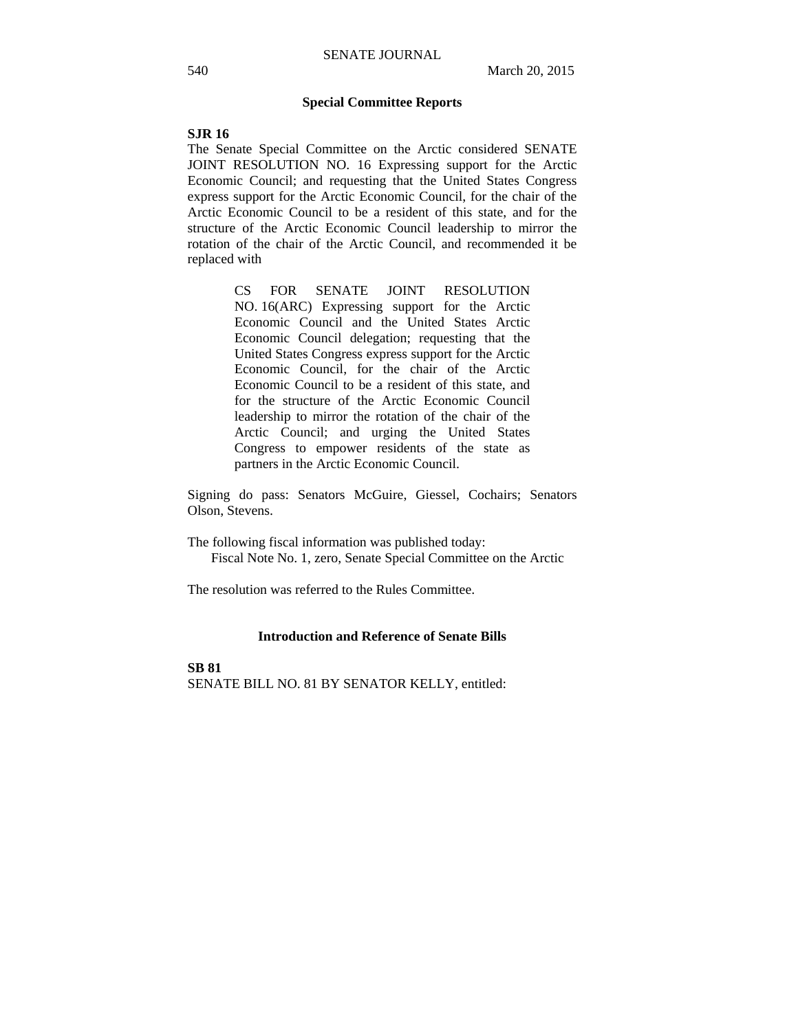## Special Committee Reports

**SJR 16**

The Senate Special Committee on the Arctic considered SENATE JOINT RESOLUTION NO. 16 Expressing support for the Arctic Economic Council; and requesting that the United States Congress express support for the Arctic Economic Council, for the chair of the Arctic Economic Council to be a resident of this state, and for the structure of the Arctic Economic Council leadership to mirror the rotation of the chair of the Arctic Council, and recommended it be replaced with

> CS FOR SENATE JOINT RESOLUTION NO. 16(ARC) Expressing support for the Arctic Economic Council and the United States Arctic Economic Council delegation; requesting that the United States Congress express support for the Arctic Economic Council, for the chair of the Arctic Economic Council to be a resident of this state, and for the structure of the Arctic Economic Council leadership to mirror the rotation of the chair of the Arctic Council; and urging the United States Congress to empower residents of the state as partners in the Arctic Economic Council.

Signing do pass: Senators McGuire, Giessel, Cochairs; Senators Olson, Stevens.

The following fiscal information was published today:
Fiscal Note No. 1, zero, Senate Special Committee on the Arctic

The resolution was referred to the Rules Committee.

## Introduction and Reference of Senate Bills

**SB 81**

SENATE BILL NO. 81 BY SENATOR KELLY, entitled: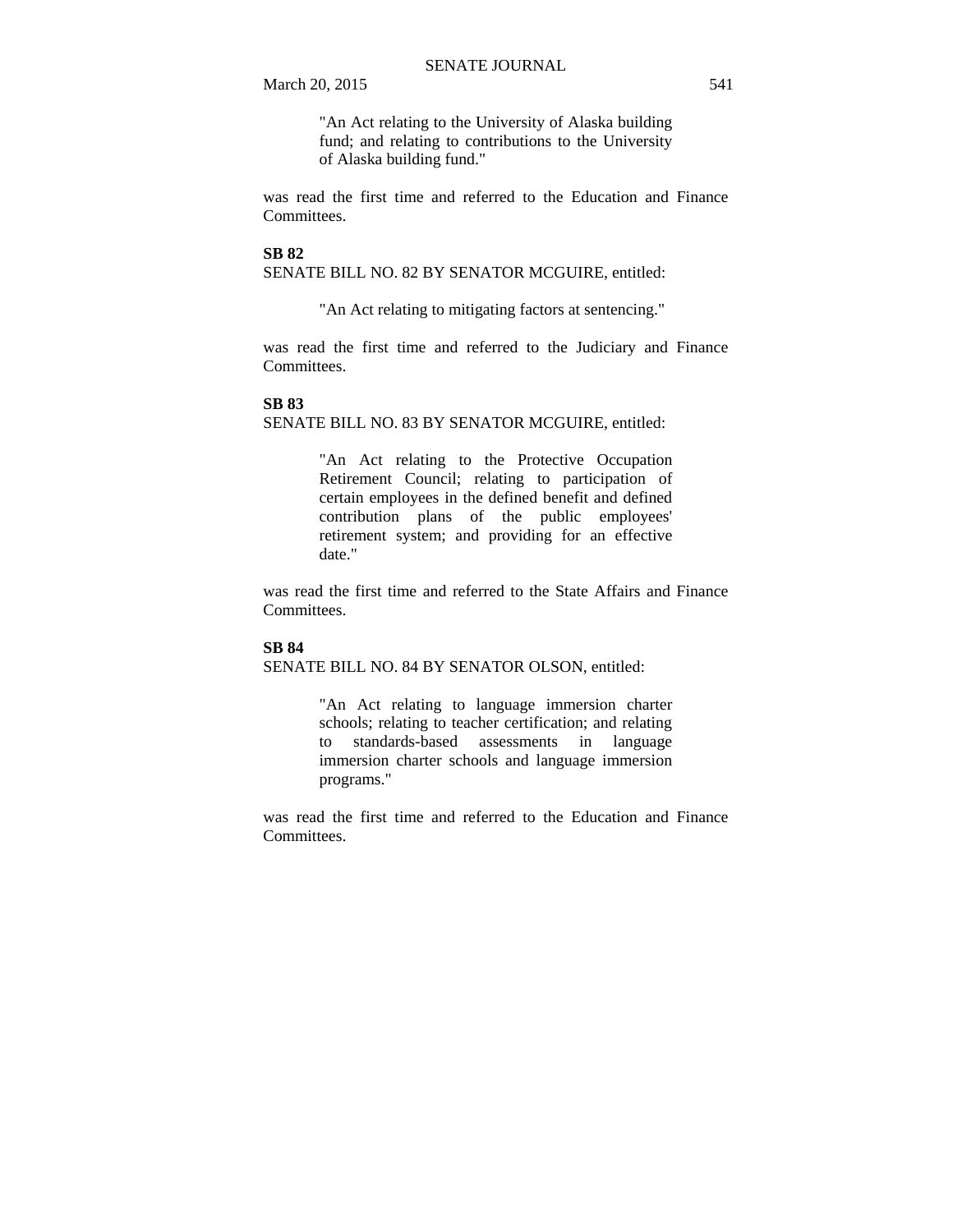"An Act relating to the University of Alaska building fund; and relating to contributions to the University of Alaska building fund."

was read the first time and referred to the Education and Finance Committees.

**SB 82**

SENATE BILL NO. 82 BY SENATOR MCGUIRE, entitled:

"An Act relating to mitigating factors at sentencing."

was read the first time and referred to the Judiciary and Finance Committees.

**SB 83**

SENATE BILL NO. 83 BY SENATOR MCGUIRE, entitled:

"An Act relating to the Protective Occupation Retirement Council; relating to participation of certain employees in the defined benefit and defined contribution plans of the public employees' retirement system; and providing for an effective date."

was read the first time and referred to the State Affairs and Finance Committees.

**SB 84**

SENATE BILL NO. 84 BY SENATOR OLSON, entitled:

"An Act relating to language immersion charter schools; relating to teacher certification; and relating to standards-based assessments in language immersion charter schools and language immersion programs."

was read the first time and referred to the Education and Finance Committees.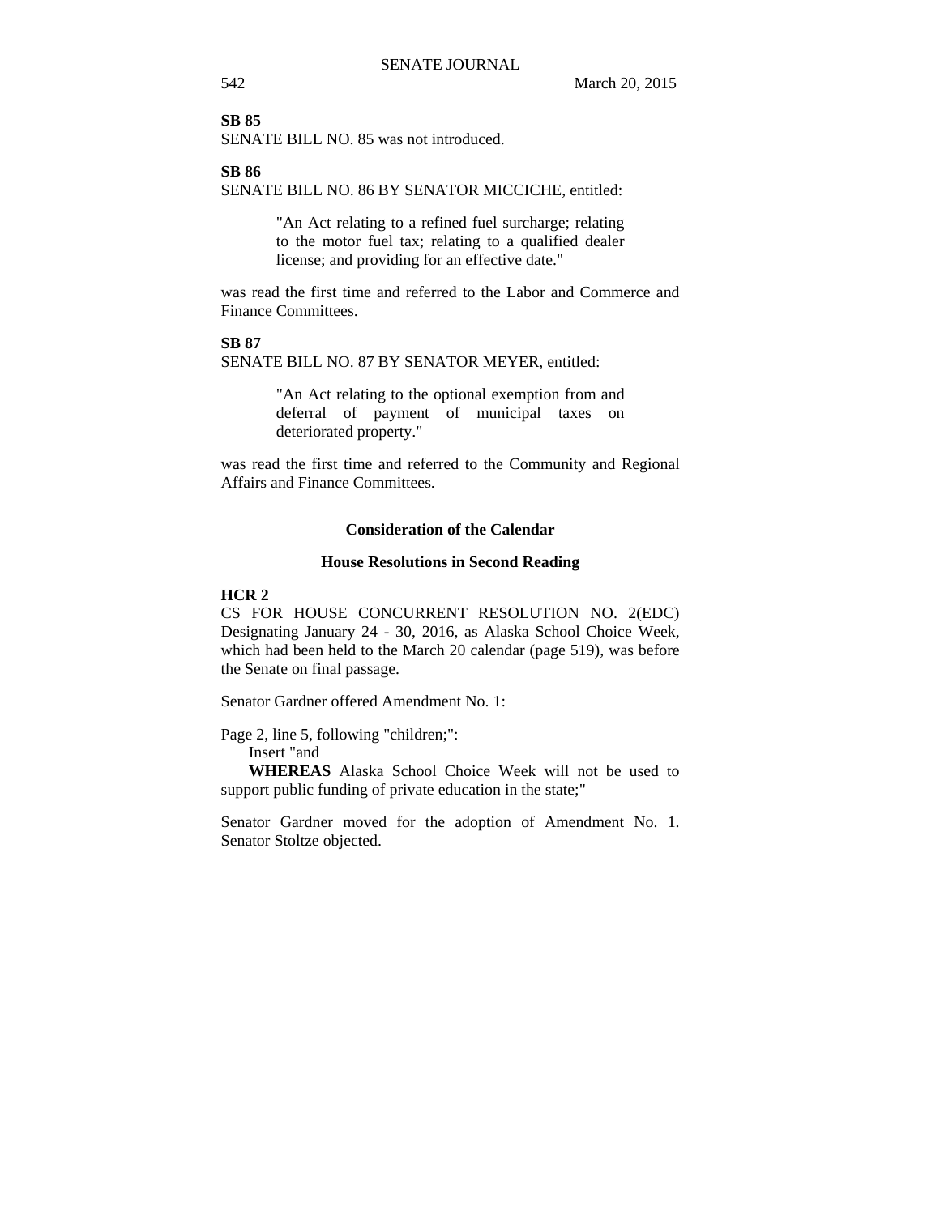**SB 85**
SENATE BILL NO. 85 was not introduced.

**SB 86**
SENATE BILL NO. 86 BY SENATOR MICCICHE, entitled:

> "An Act relating to a refined fuel surcharge; relating to the motor fuel tax; relating to a qualified dealer license; and providing for an effective date."

was read the first time and referred to the Labor and Commerce and Finance Committees.

**SB 87**
SENATE BILL NO. 87 BY SENATOR MEYER, entitled:

> "An Act relating to the optional exemption from and deferral of payment of municipal taxes on deteriorated property."

was read the first time and referred to the Community and Regional Affairs and Finance Committees.

## Consideration of the Calendar

### House Resolutions in Second Reading

**HCR 2**
CS FOR HOUSE CONCURRENT RESOLUTION NO. 2(EDC) Designating January 24 - 30, 2016, as Alaska School Choice Week, which had been held to the March 20 calendar (page 519), was before the Senate on final passage.

Senator Gardner offered Amendment No. 1:

Page 2, line 5, following "children;":
Insert "and
**WHEREAS** Alaska School Choice Week will not be used to support public funding of private education in the state;"

Senator Gardner moved for the adoption of Amendment No. 1. Senator Stoltze objected.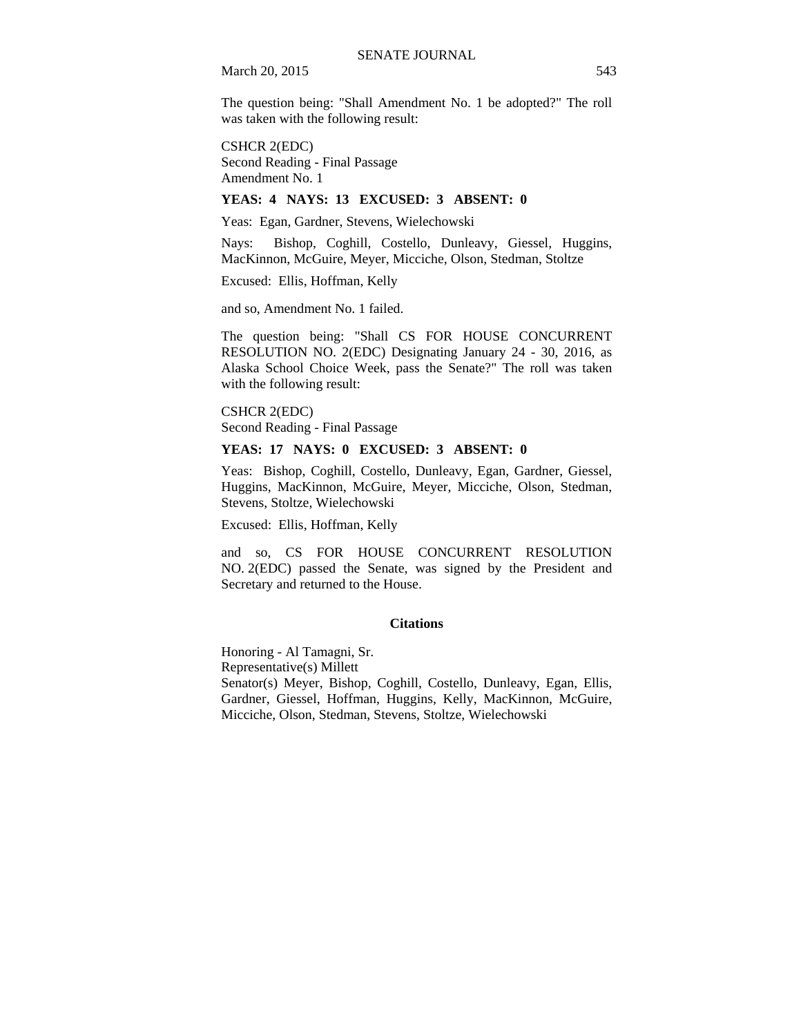The question being: "Shall Amendment No. 1 be adopted?" The roll was taken with the following result:

CSHCR 2(EDC)
Second Reading - Final Passage
Amendment No. 1

**YEAS: 4 NAYS: 13 EXCUSED: 3 ABSENT: 0**

Yeas: Egan, Gardner, Stevens, Wielechowski

Nays: Bishop, Coghill, Costello, Dunleavy, Giessel, Huggins, MacKinnon, McGuire, Meyer, Micciche, Olson, Stedman, Stoltze

Excused: Ellis, Hoffman, Kelly

and so, Amendment No. 1 failed.

The question being: "Shall CS FOR HOUSE CONCURRENT RESOLUTION NO. 2(EDC) Designating January 24 - 30, 2016, as Alaska School Choice Week, pass the Senate?" The roll was taken with the following result:

CSHCR 2(EDC)
Second Reading - Final Passage

**YEAS: 17 NAYS: 0 EXCUSED: 3 ABSENT: 0**

Yeas: Bishop, Coghill, Costello, Dunleavy, Egan, Gardner, Giessel, Huggins, MacKinnon, McGuire, Meyer, Micciche, Olson, Stedman, Stevens, Stoltze, Wielechowski

Excused: Ellis, Hoffman, Kelly

and so, CS FOR HOUSE CONCURRENT RESOLUTION NO. 2(EDC) passed the Senate, was signed by the President and Secretary and returned to the House.

**Citations**

Honoring - Al Tamagni, Sr.
Representative(s) Millett
Senator(s) Meyer, Bishop, Coghill, Costello, Dunleavy, Egan, Ellis, Gardner, Giessel, Hoffman, Huggins, Kelly, MacKinnon, McGuire, Micciche, Olson, Stedman, Stevens, Stoltze, Wielechowski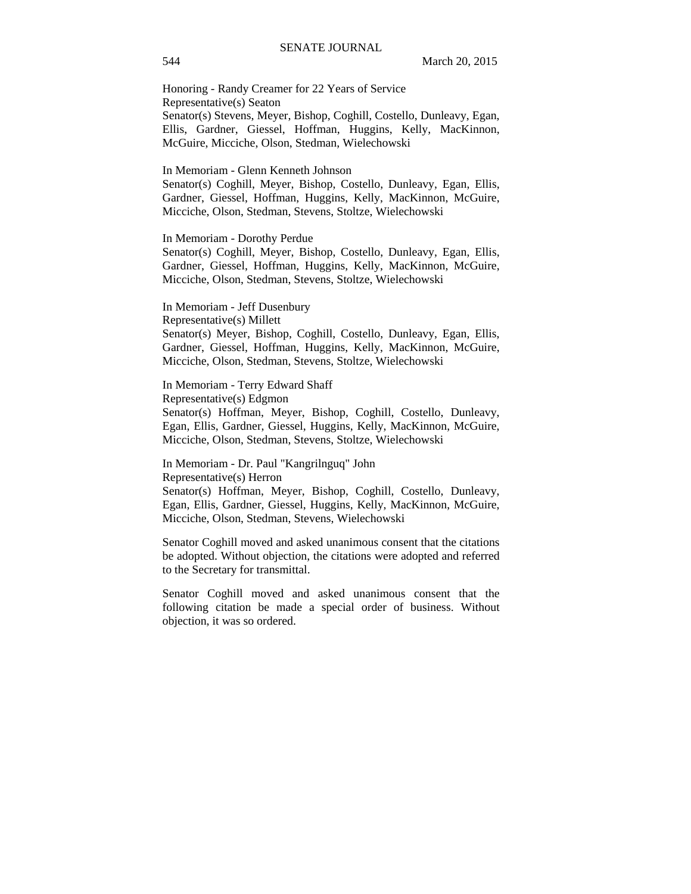Honoring - Randy Creamer for 22 Years of Service
Representative(s) Seaton
Senator(s) Stevens, Meyer, Bishop, Coghill, Costello, Dunleavy, Egan, Ellis, Gardner, Giessel, Hoffman, Huggins, Kelly, MacKinnon, McGuire, Micciche, Olson, Stedman, Wielechowski

In Memoriam - Glenn Kenneth Johnson
Senator(s) Coghill, Meyer, Bishop, Costello, Dunleavy, Egan, Ellis, Gardner, Giessel, Hoffman, Huggins, Kelly, MacKinnon, McGuire, Micciche, Olson, Stedman, Stevens, Stoltze, Wielechowski

In Memoriam - Dorothy Perdue
Senator(s) Coghill, Meyer, Bishop, Costello, Dunleavy, Egan, Ellis, Gardner, Giessel, Hoffman, Huggins, Kelly, MacKinnon, McGuire, Micciche, Olson, Stedman, Stevens, Stoltze, Wielechowski

In Memoriam - Jeff Dusenbury
Representative(s) Millett
Senator(s) Meyer, Bishop, Coghill, Costello, Dunleavy, Egan, Ellis, Gardner, Giessel, Hoffman, Huggins, Kelly, MacKinnon, McGuire, Micciche, Olson, Stedman, Stevens, Stoltze, Wielechowski

In Memoriam - Terry Edward Shaff
Representative(s) Edgmon
Senator(s) Hoffman, Meyer, Bishop, Coghill, Costello, Dunleavy, Egan, Ellis, Gardner, Giessel, Huggins, Kelly, MacKinnon, McGuire, Micciche, Olson, Stedman, Stevens, Stoltze, Wielechowski

In Memoriam - Dr. Paul "Kangrilnguq" John
Representative(s) Herron
Senator(s) Hoffman, Meyer, Bishop, Coghill, Costello, Dunleavy, Egan, Ellis, Gardner, Giessel, Huggins, Kelly, MacKinnon, McGuire, Micciche, Olson, Stedman, Stevens, Wielechowski

Senator Coghill moved and asked unanimous consent that the citations be adopted. Without objection, the citations were adopted and referred to the Secretary for transmittal.

Senator Coghill moved and asked unanimous consent that the following citation be made a special order of business. Without objection, it was so ordered.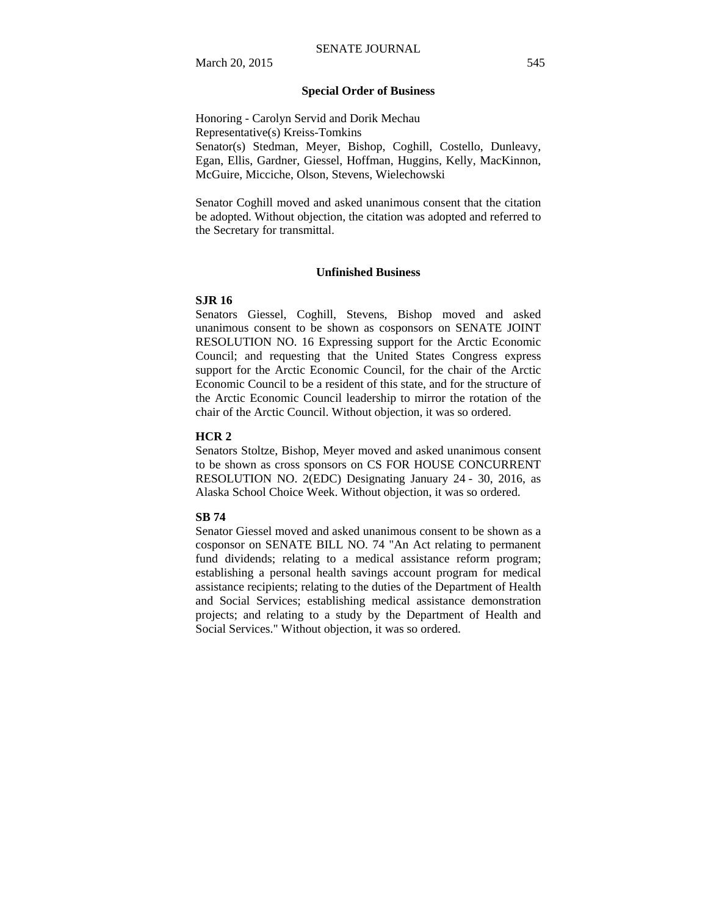### Special Order of Business

Honoring - Carolyn Servid and Dorik Mechau
Representative(s) Kreiss-Tomkins
Senator(s) Stedman, Meyer, Bishop, Coghill, Costello, Dunleavy, Egan, Ellis, Gardner, Giessel, Hoffman, Huggins, Kelly, MacKinnon, McGuire, Micciche, Olson, Stevens, Wielechowski

Senator Coghill moved and asked unanimous consent that the citation be adopted. Without objection, the citation was adopted and referred to the Secretary for transmittal.

### Unfinished Business

**SJR 16**
Senators Giessel, Coghill, Stevens, Bishop moved and asked unanimous consent to be shown as cosponsors on SENATE JOINT RESOLUTION NO. 16 Expressing support for the Arctic Economic Council; and requesting that the United States Congress express support for the Arctic Economic Council, for the chair of the Arctic Economic Council to be a resident of this state, and for the structure of the Arctic Economic Council leadership to mirror the rotation of the chair of the Arctic Council. Without objection, it was so ordered.

**HCR 2**
Senators Stoltze, Bishop, Meyer moved and asked unanimous consent to be shown as cross sponsors on CS FOR HOUSE CONCURRENT RESOLUTION NO. 2(EDC) Designating January 24 - 30, 2016, as Alaska School Choice Week. Without objection, it was so ordered.

**SB 74**
Senator Giessel moved and asked unanimous consent to be shown as a cosponsor on SENATE BILL NO. 74 "An Act relating to permanent fund dividends; relating to a medical assistance reform program; establishing a personal health savings account program for medical assistance recipients; relating to the duties of the Department of Health and Social Services; establishing medical assistance demonstration projects; and relating to a study by the Department of Health and Social Services." Without objection, it was so ordered.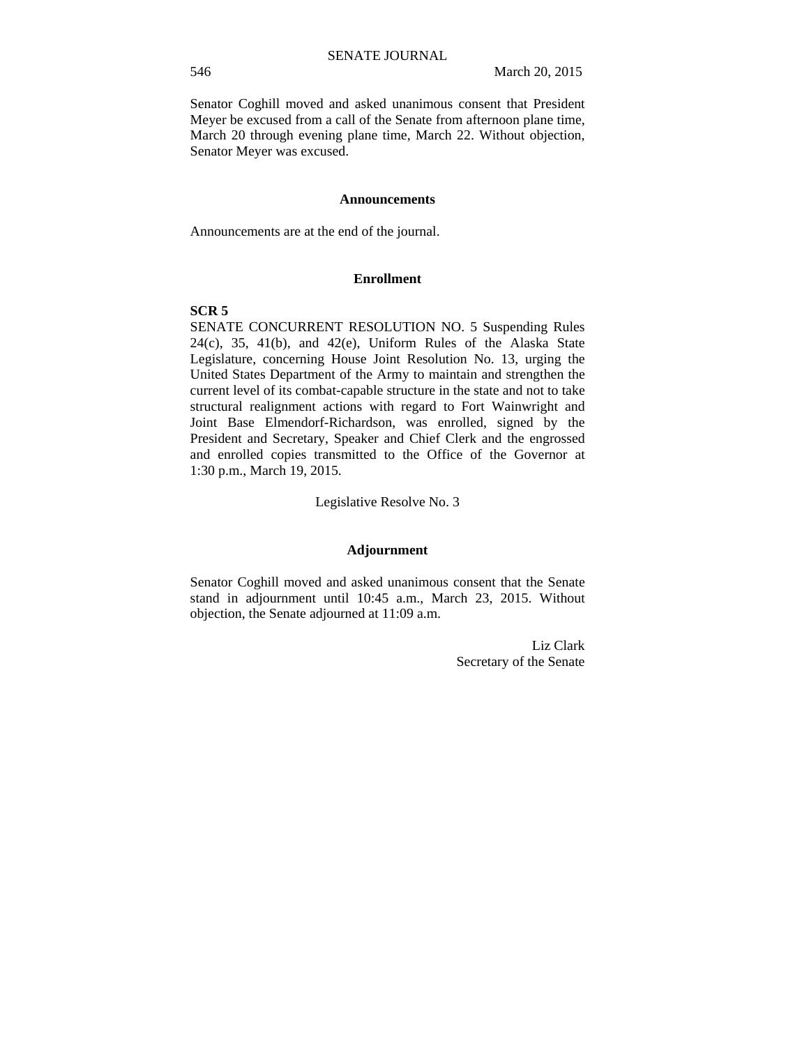Senator Coghill moved and asked unanimous consent that President Meyer be excused from a call of the Senate from afternoon plane time, March 20 through evening plane time, March 22. Without objection, Senator Meyer was excused.

## Announcements

Announcements are at the end of the journal.

## Enrollment

**SCR 5**

SENATE CONCURRENT RESOLUTION NO. 5 Suspending Rules 24(c), 35, 41(b), and 42(e), Uniform Rules of the Alaska State Legislature, concerning House Joint Resolution No. 13, urging the United States Department of the Army to maintain and strengthen the current level of its combat-capable structure in the state and not to take structural realignment actions with regard to Fort Wainwright and Joint Base Elmendorf-Richardson, was enrolled, signed by the President and Secretary, Speaker and Chief Clerk and the engrossed and enrolled copies transmitted to the Office of the Governor at 1:30 p.m., March 19, 2015.

Legislative Resolve No. 3

## Adjournment

Senator Coghill moved and asked unanimous consent that the Senate stand in adjournment until 10:45 a.m., March 23, 2015. Without objection, the Senate adjourned at 11:09 a.m.

Liz Clark
Secretary of the Senate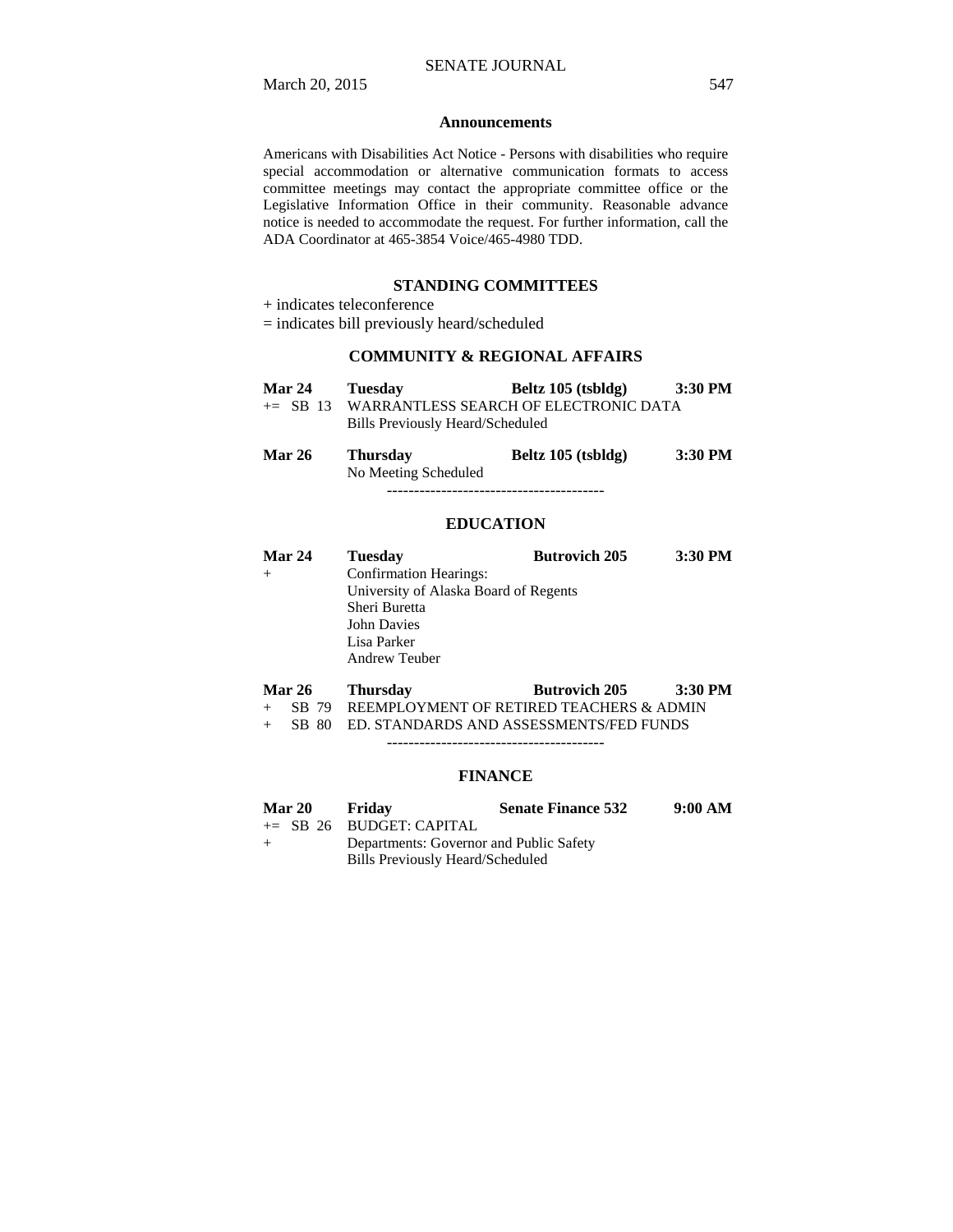### Announcements

Americans with Disabilities Act Notice - Persons with disabilities who require special accommodation or alternative communication formats to access committee meetings may contact the appropriate committee office or the Legislative Information Office in their community. Reasonable advance notice is needed to accommodate the request. For further information, call the ADA Coordinator at 465-3854 Voice/465-4980 TDD.

## STANDING COMMITTEES

+ indicates teleconference

= indicates bill previously heard/scheduled

### COMMUNITY & REGIONAL AFFAIRS

**Mar 24** **Tuesday** **Beltz 105 (tsbldg)** **3:30 PM**

+= SB 13 WARRANTLESS SEARCH OF ELECTRONIC DATA

Bills Previously Heard/Scheduled

**Mar 26** **Thursday** **Beltz 105 (tsbldg)** **3:30 PM**

No Meeting Scheduled

----------------------------------------

### EDUCATION

**Mar 24** **Tuesday** **Butrovich 205** **3:30 PM**

+ Confirmation Hearings:

University of Alaska Board of Regents

Sheri Buretta

John Davies

Lisa Parker

Andrew Teuber

**Mar 26** **Thursday** **Butrovich 205** **3:30 PM**

+ SB 79 REEMPLOYMENT OF RETIRED TEACHERS & ADMIN

+ SB 80 ED. STANDARDS AND ASSESSMENTS/FED FUNDS

----------------------------------------

### FINANCE

**Mar 20** **Friday** **Senate Finance 532** **9:00 AM**

+= SB 26 BUDGET: CAPITAL

+ Departments: Governor and Public Safety

Bills Previously Heard/Scheduled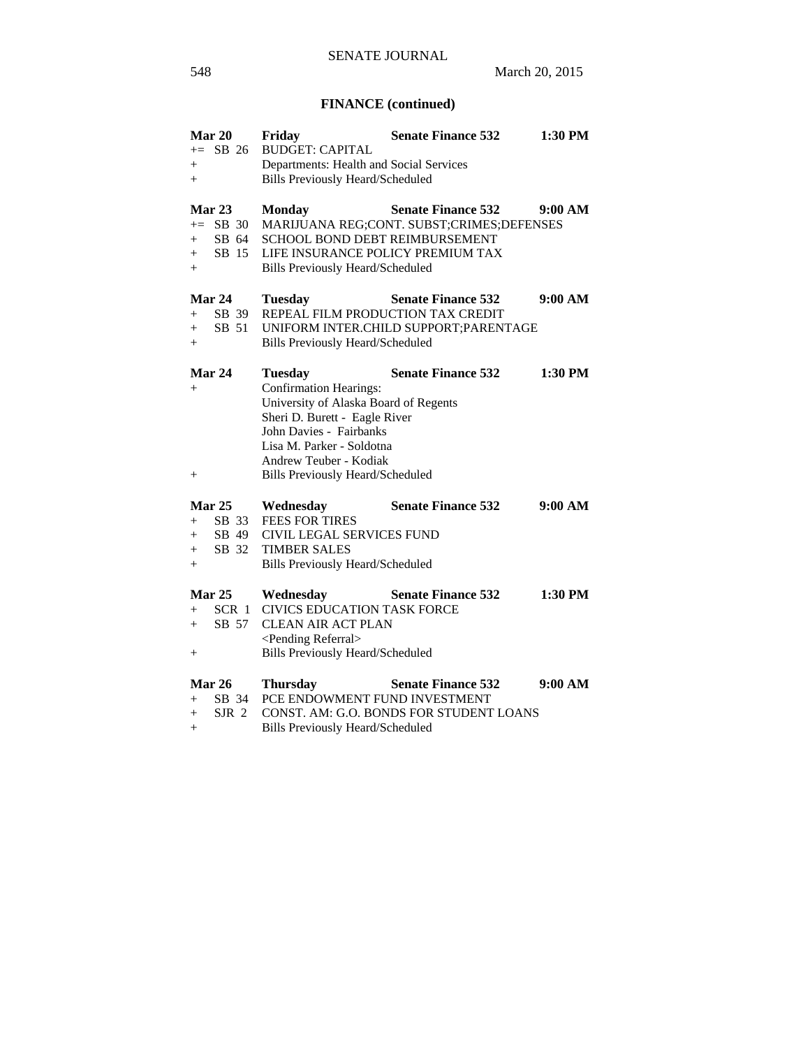## FINANCE (continued)

| | | | | |
|---|---|---|---|---|
| **Mar 20** | **Friday** | **Senate Finance 532** | **1:30 PM** |
| += SB 26 | BUDGET: CAPITAL | | |
| + | Departments: Health and Social Services | | |
| + | Bills Previously Heard/Scheduled | | |
| **Mar 23** | **Monday** | **Senate Finance 532** | **9:00 AM** |
| += SB 30 | MARIJUANA REG;CONT. SUBST;CRIMES;DEFENSES | | |
| + SB 64 | SCHOOL BOND DEBT REIMBURSEMENT | | |
| + SB 15 | LIFE INSURANCE POLICY PREMIUM TAX | | |
| + | Bills Previously Heard/Scheduled | | |
| **Mar 24** | **Tuesday** | **Senate Finance 532** | **9:00 AM** |
| + SB 39 | REPEAL FILM PRODUCTION TAX CREDIT | | |
| + SB 51 | UNIFORM INTER.CHILD SUPPORT;PARENTAGE | | |
| + | Bills Previously Heard/Scheduled | | |
| **Mar 24** | **Tuesday** | **Senate Finance 532** | **1:30 PM** |
| + | Confirmation Hearings: | | |
| | University of Alaska Board of Regents | | |
| | Sheri D. Burett - Eagle River | | |
| | John Davies - Fairbanks | | |
| | Lisa M. Parker - Soldotna | | |
| | Andrew Teuber - Kodiak | | |
| + | Bills Previously Heard/Scheduled | | |
| **Mar 25** | **Wednesday** | **Senate Finance 532** | **9:00 AM** |
| + SB 33 | FEES FOR TIRES | | |
| + SB 49 | CIVIL LEGAL SERVICES FUND | | |
| + SB 32 | TIMBER SALES | | |
| + | Bills Previously Heard/Scheduled | | |
| **Mar 25** | **Wednesday** | **Senate Finance 532** | **1:30 PM** |
| + SCR 1 | CIVICS EDUCATION TASK FORCE | | |
| + SB 57 | CLEAN AIR ACT PLAN | | |
| | <Pending Referral> | | |
| + | Bills Previously Heard/Scheduled | | |
| **Mar 26** | **Thursday** | **Senate Finance 532** | **9:00 AM** |
| + SB 34 | PCE ENDOWMENT FUND INVESTMENT | | |
| + SJR 2 | CONST. AM: G.O. BONDS FOR STUDENT LOANS | | |
| + | Bills Previously Heard/Scheduled | | |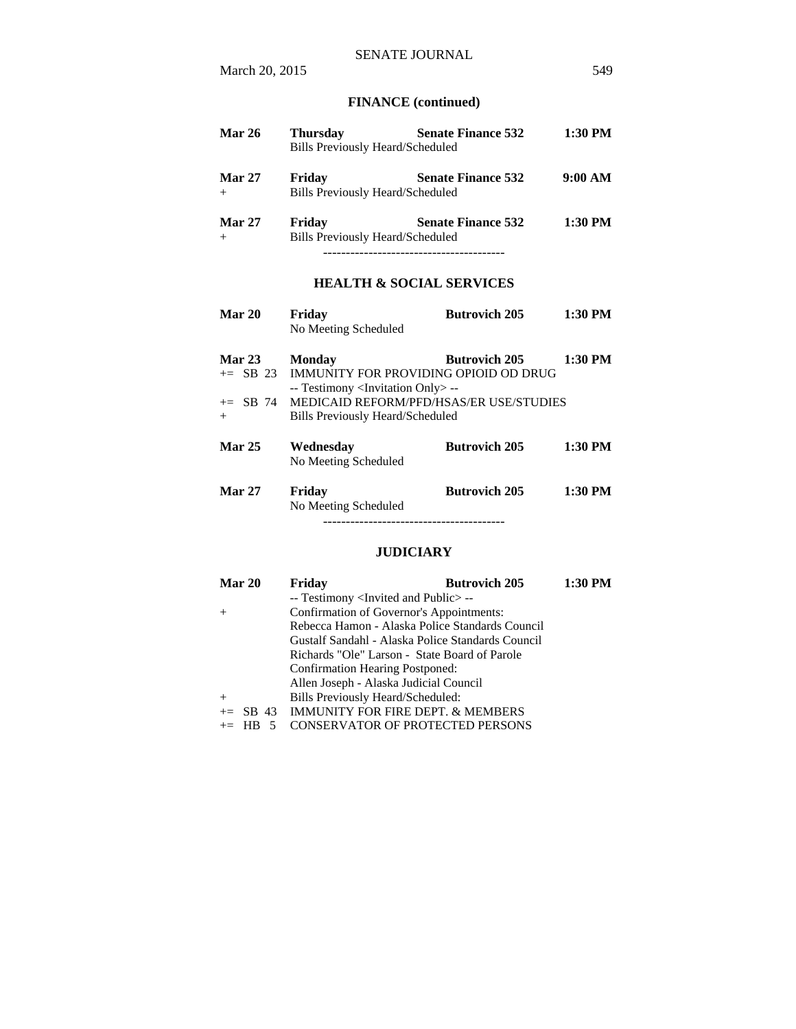## FINANCE (continued)

**Mar 26** **Thursday** **Senate Finance 532** **1:30 PM**
Bills Previously Heard/Scheduled

**Mar 27** **Friday** **Senate Finance 532** **9:00 AM**
\+ Bills Previously Heard/Scheduled

**Mar 27** **Friday** **Senate Finance 532** **1:30 PM**
\+ Bills Previously Heard/Scheduled

----------------------------------------

## HEALTH & SOCIAL SERVICES

**Mar 20** **Friday** **Butrovich 205** **1:30 PM**
No Meeting Scheduled

**Mar 23** **Monday** **Butrovich 205** **1:30 PM**
+= SB 23 IMMUNITY FOR PROVIDING OPIOID OD DRUG
-- Testimony <Invitation Only> --
+= SB 74 MEDICAID REFORM/PFD/HSAS/ER USE/STUDIES
\+ Bills Previously Heard/Scheduled

**Mar 25** **Wednesday** **Butrovich 205** **1:30 PM**
No Meeting Scheduled

**Mar 27** **Friday** **Butrovich 205** **1:30 PM**
No Meeting Scheduled

----------------------------------------

## JUDICIARY

**Mar 20** **Friday** **Butrovich 205** **1:30 PM**
-- Testimony <Invited and Public> --
\+ Confirmation of Governor's Appointments:
Rebecca Hamon - Alaska Police Standards Council
Gustalf Sandahl - Alaska Police Standards Council
Richards "Ole" Larson - State Board of Parole
Confirmation Hearing Postponed:
Allen Joseph - Alaska Judicial Council
\+ Bills Previously Heard/Scheduled:
+= SB 43 IMMUNITY FOR FIRE DEPT. & MEMBERS
+= HB 5 CONSERVATOR OF PROTECTED PERSONS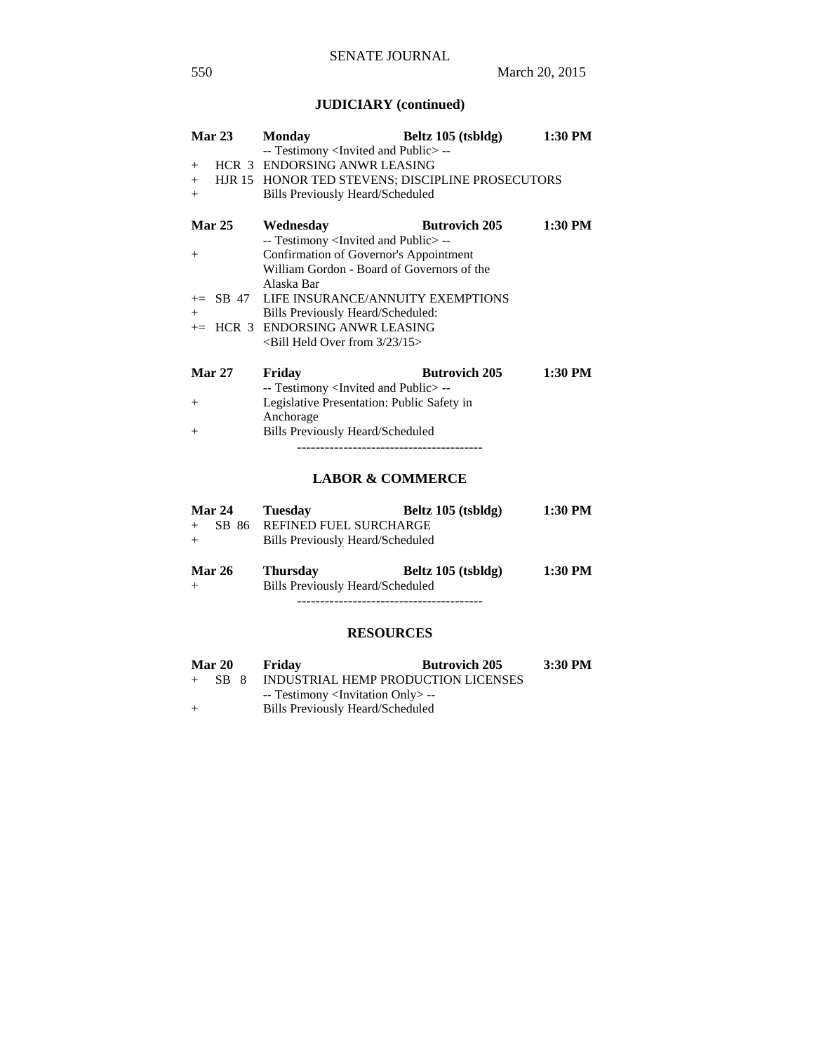## JUDICIARY (continued)

| | | | | |
|---|---|---|---|---|
| **Mar 23** | | **Monday** | **Beltz 105 (tsbldg)** | **1:30 PM** |
| | | -- Testimony <Invited and Public> -- | | |
| + | HCR 3 | ENDORSING ANWR LEASING | | |
| + | HJR 15 | HONOR TED STEVENS; DISCIPLINE PROSECUTORS | | |
| + | | Bills Previously Heard/Scheduled | | |

| | | | | |
|---|---|---|---|---|
| **Mar 25** | | **Wednesday** | **Butrovich 205** | **1:30 PM** |
| | | -- Testimony <Invited and Public> -- | | |
| + | | Confirmation of Governor's Appointment William Gordon - Board of Governors of the Alaska Bar | | |
| += | SB 47 | LIFE INSURANCE/ANNUITY EXEMPTIONS | | |
| + | | Bills Previously Heard/Scheduled: | | |
| += | HCR 3 | ENDORSING ANWR LEASING <Bill Held Over from 3/23/15> | | |

| | | | | |
|---|---|---|---|---|
| **Mar 27** | | **Friday** | **Butrovich 205** | **1:30 PM** |
| | | -- Testimony <Invited and Public> -- | | |
| + | | Legislative Presentation: Public Safety in Anchorage | | |
| + | | Bills Previously Heard/Scheduled | | |

----------------------------------------

## LABOR & COMMERCE

| | | | | |
|---|---|---|---|---|
| **Mar 24** | | **Tuesday** | **Beltz 105 (tsbldg)** | **1:30 PM** |
| + | SB 86 | REFINED FUEL SURCHARGE | | |
| + | | Bills Previously Heard/Scheduled | | |

| | | | | |
|---|---|---|---|---|
| **Mar 26** | | **Thursday** | **Beltz 105 (tsbldg)** | **1:30 PM** |
| + | | Bills Previously Heard/Scheduled | | |

----------------------------------------

## RESOURCES

| | | | | |
|---|---|---|---|---|
| **Mar 20** | | **Friday** | **Butrovich 205** | **3:30 PM** |
| + | SB 8 | INDUSTRIAL HEMP PRODUCTION LICENSES | | |
| | | -- Testimony <Invitation Only> -- | | |
| + | | Bills Previously Heard/Scheduled | | |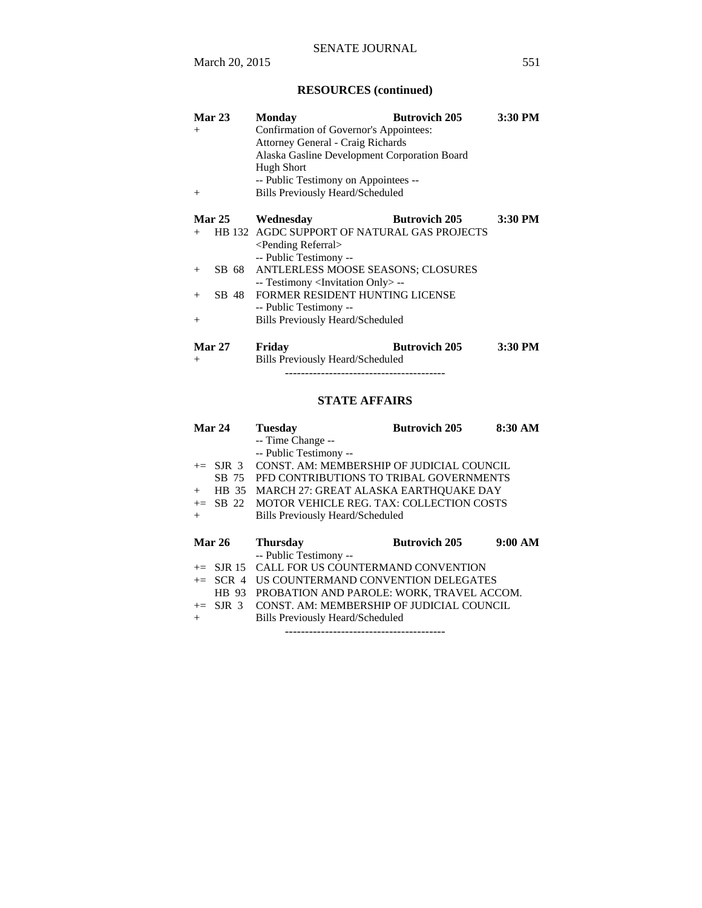## RESOURCES (continued)

| | | | |
|---|---|---|---|
| **Mar 23** | **Monday** | **Butrovich 205** | **3:30 PM** |
| + | Confirmation of Governor's Appointees: | | |
| | Attorney General - Craig Richards | | |
| | Alaska Gasline Development Corporation Board | | |
| | Hugh Short | | |
| | -- Public Testimony on Appointees -- | | |
| + | Bills Previously Heard/Scheduled | | |

| | | | |
|---|---|---|---|
| **Mar 25** | **Wednesday** | **Butrovich 205** | **3:30 PM** |
| + HB 132 | AGDC SUPPORT OF NATURAL GAS PROJECTS | | |
| | <Pending Referral> | | |
| | -- Public Testimony -- | | |
| + SB 68 | ANTLERLESS MOOSE SEASONS; CLOSURES | | |
| | -- Testimony <Invitation Only> -- | | |
| + SB 48 | FORMER RESIDENT HUNTING LICENSE | | |
| | -- Public Testimony -- | | |
| + | Bills Previously Heard/Scheduled | | |

| | | | |
|---|---|---|---|
| **Mar 27** | **Friday** | **Butrovich 205** | **3:30 PM** |
| + | Bills Previously Heard/Scheduled | | |

----------------------------------------

## STATE AFFAIRS

| | | | |
|---|---|---|---|
| **Mar 24** | **Tuesday** | **Butrovich 205** | **8:30 AM** |
| | -- Time Change -- | | |
| | -- Public Testimony -- | | |
| += SJR 3 | CONST. AM: MEMBERSHIP OF JUDICIAL COUNCIL | | |
| SB 75 | PFD CONTRIBUTIONS TO TRIBAL GOVERNMENTS | | |
| + HB 35 | MARCH 27: GREAT ALASKA EARTHQUAKE DAY | | |
| += SB 22 | MOTOR VEHICLE REG. TAX: COLLECTION COSTS | | |
| + | Bills Previously Heard/Scheduled | | |

| | | | |
|---|---|---|---|
| **Mar 26** | **Thursday** | **Butrovich 205** | **9:00 AM** |
| | -- Public Testimony -- | | |
| += SJR 15 | CALL FOR US COUNTERMAND CONVENTION | | |
| += SCR 4 | US COUNTERMAND CONVENTION DELEGATES | | |
| HB 93 | PROBATION AND PAROLE: WORK, TRAVEL ACCOM. | | |
| += SJR 3 | CONST. AM: MEMBERSHIP OF JUDICIAL COUNCIL | | |
| + | Bills Previously Heard/Scheduled | | |

----------------------------------------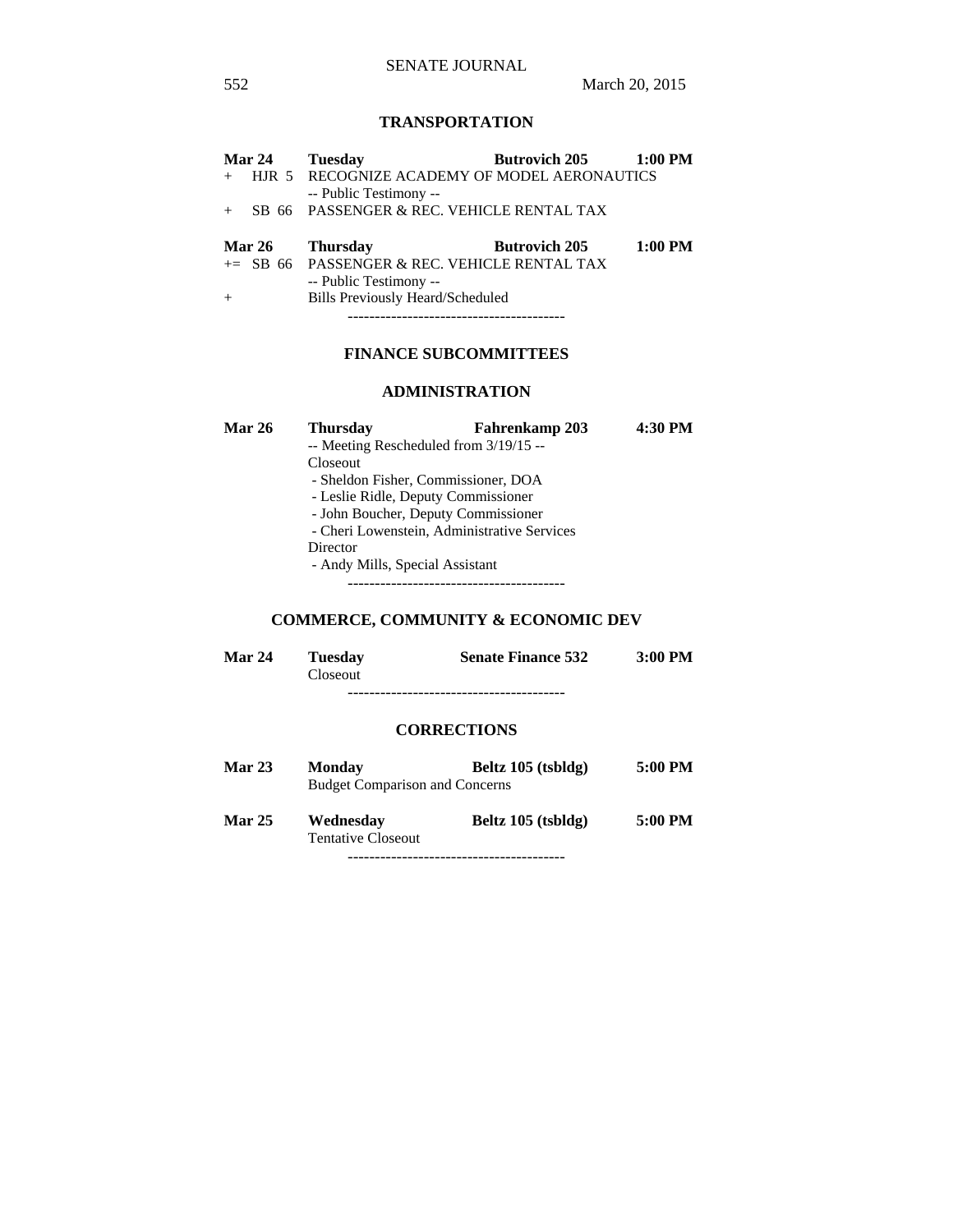## TRANSPORTATION

**Mar 24** **Tuesday** **Butrovich 205** **1:00 PM**

\+ HJR 5 RECOGNIZE ACADEMY OF MODEL AERONAUTICS
-- Public Testimony --

\+ SB 66 PASSENGER & REC. VEHICLE RENTAL TAX

**Mar 26** **Thursday** **Butrovich 205** **1:00 PM**

+= SB 66 PASSENGER & REC. VEHICLE RENTAL TAX
-- Public Testimony --

\+ Bills Previously Heard/Scheduled

----------------------------------------

## FINANCE SUBCOMMITTEES

### ADMINISTRATION

**Mar 26** **Thursday** **Fahrenkamp 203** **4:30 PM**

-- Meeting Rescheduled from 3/19/15 --
Closeout
- Sheldon Fisher, Commissioner, DOA
- Leslie Ridle, Deputy Commissioner
- John Boucher, Deputy Commissioner
- Cheri Lowenstein, Administrative Services Director
- Andy Mills, Special Assistant

----------------------------------------

### COMMERCE, COMMUNITY & ECONOMIC DEV

**Mar 24** **Tuesday** **Senate Finance 532** **3:00 PM**

Closeout

----------------------------------------

### CORRECTIONS

**Mar 23** **Monday** **Beltz 105 (tsbldg)** **5:00 PM**

Budget Comparison and Concerns

**Mar 25** **Wednesday** **Beltz 105 (tsbldg)** **5:00 PM**

Tentative Closeout

----------------------------------------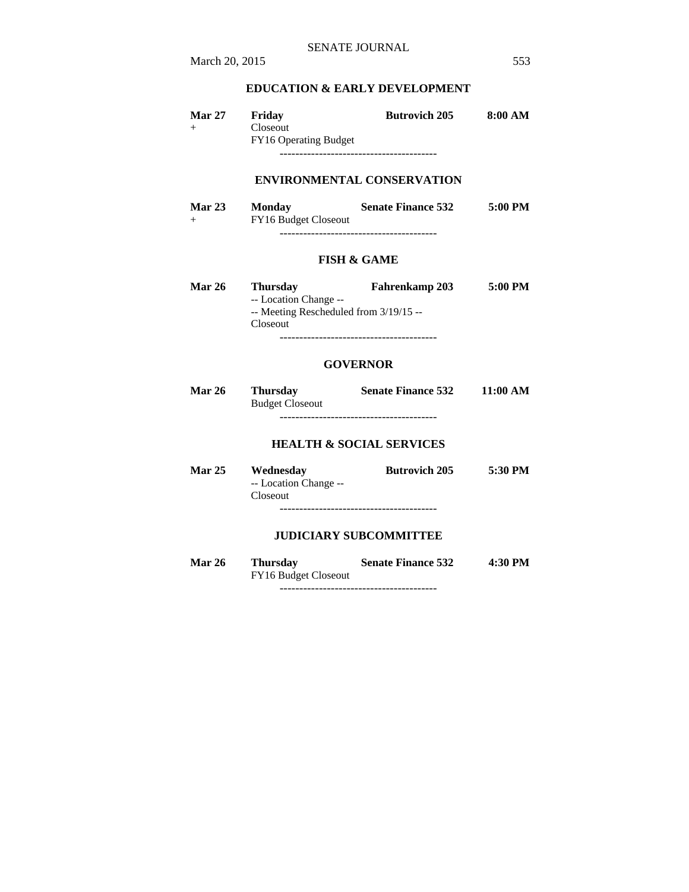**EDUCATION & EARLY DEVELOPMENT**

| | | | |
|---|---|---|---|
| **Mar 27** | **Friday** | **Butrovich 205** | **8:00 AM** |
| + | Closeout | | |
| | FY16 Operating Budget | | |

----------------------------------------

**ENVIRONMENTAL CONSERVATION**

| | | | |
|---|---|---|---|
| **Mar 23** | **Monday** | **Senate Finance 532** | **5:00 PM** |
| + | FY16 Budget Closeout | | |

----------------------------------------

**FISH & GAME**

| | | | |
|---|---|---|---|
| **Mar 26** | **Thursday** | **Fahrenkamp 203** | **5:00 PM** |
| | -- Location Change -- | | |
| | -- Meeting Rescheduled from 3/19/15 -- | | |
| | Closeout | | |

----------------------------------------

**GOVERNOR**

| | | | |
|---|---|---|---|
| **Mar 26** | **Thursday** | **Senate Finance 532** | **11:00 AM** |
| | Budget Closeout | | |

----------------------------------------

**HEALTH & SOCIAL SERVICES**

| | | | |
|---|---|---|---|
| **Mar 25** | **Wednesday** | **Butrovich 205** | **5:30 PM** |
| | -- Location Change -- | | |
| | Closeout | | |

----------------------------------------

**JUDICIARY SUBCOMMITTEE**

| | | | |
|---|---|---|---|
| **Mar 26** | **Thursday** | **Senate Finance 532** | **4:30 PM** |
| | FY16 Budget Closeout | | |

----------------------------------------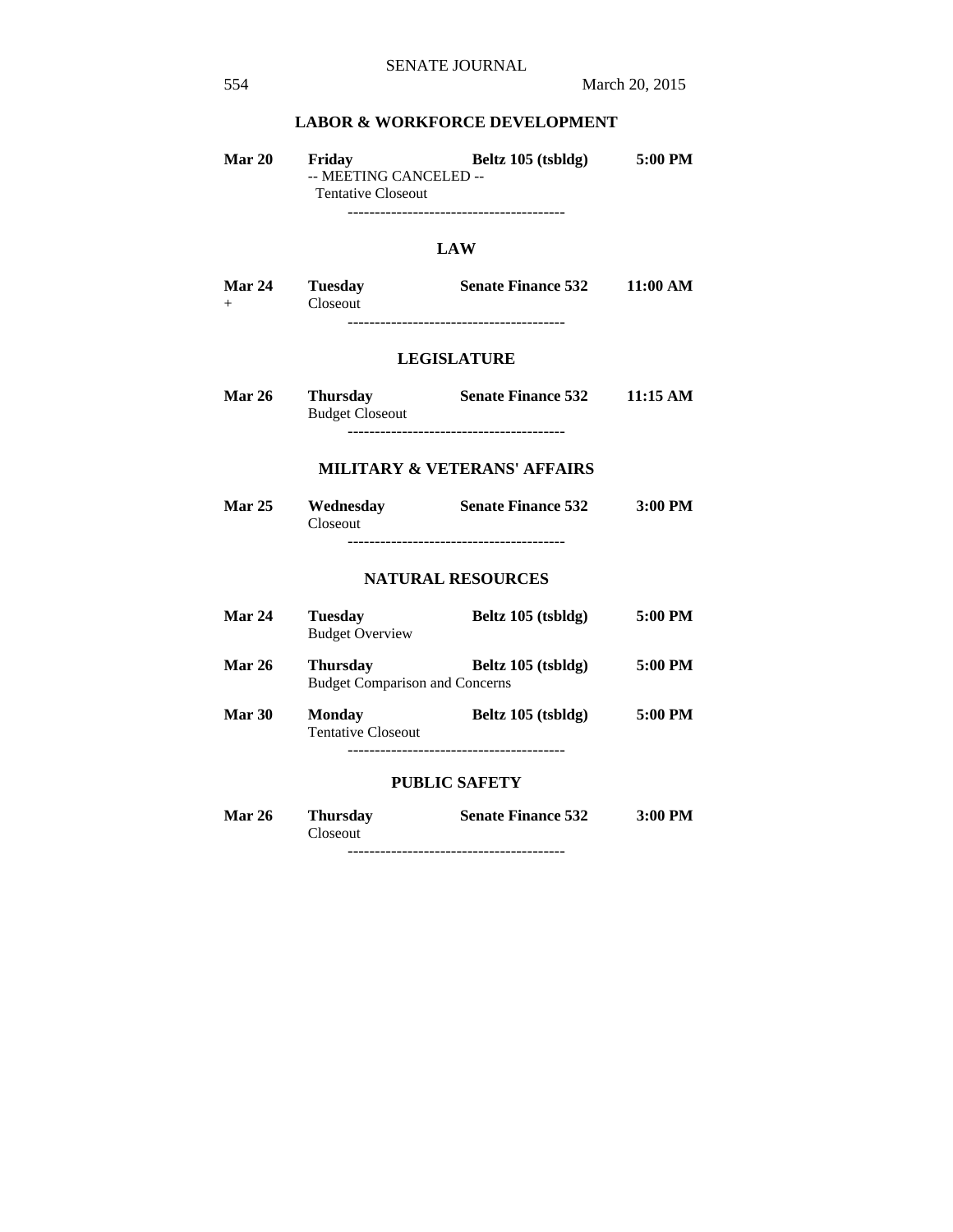### LABOR & WORKFORCE DEVELOPMENT

| | | | |
|---|---|---|---|
| **Mar 20** | **Friday** | **Beltz 105 (tsbldg)** | **5:00 PM** |
| | -- MEETING CANCELED -- | | |
| | Tentative Closeout | | |

----------------------------------------

### LAW

| | | | |
|---|---|---|---|
| **Mar 24** | **Tuesday** | **Senate Finance 532** | **11:00 AM** |
| + | Closeout | | |

----------------------------------------

### LEGISLATURE

| | | | |
|---|---|---|---|
| **Mar 26** | **Thursday** | **Senate Finance 532** | **11:15 AM** |
| | Budget Closeout | | |

----------------------------------------

### MILITARY & VETERANS' AFFAIRS

| | | | |
|---|---|---|---|
| **Mar 25** | **Wednesday** | **Senate Finance 532** | **3:00 PM** |
| | Closeout | | |

----------------------------------------

### NATURAL RESOURCES

| | | | |
|---|---|---|---|
| **Mar 24** | **Tuesday** | **Beltz 105 (tsbldg)** | **5:00 PM** |
| | Budget Overview | | |
| **Mar 26** | **Thursday** | **Beltz 105 (tsbldg)** | **5:00 PM** |
| | Budget Comparison and Concerns | | |
| **Mar 30** | **Monday** | **Beltz 105 (tsbldg)** | **5:00 PM** |
| | Tentative Closeout | | |

----------------------------------------

### PUBLIC SAFETY

| | | | |
|---|---|---|---|
| **Mar 26** | **Thursday** | **Senate Finance 532** | **3:00 PM** |
| | Closeout | | |

----------------------------------------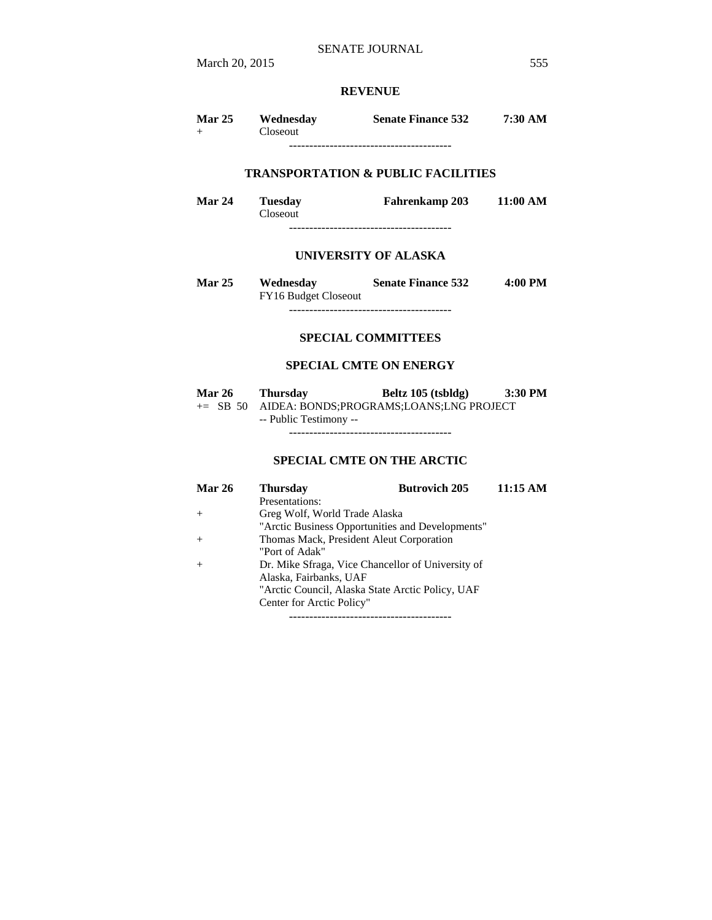### REVENUE

| | | | |
|---|---|---|---|
| **Mar 25** | **Wednesday** | **Senate Finance 532** | **7:30 AM** |
| + | Closeout | | |

----------------------------------------

### TRANSPORTATION & PUBLIC FACILITIES

| | | | |
|---|---|---|---|
| **Mar 24** | **Tuesday** | **Fahrenkamp 203** | **11:00 AM** |
| | Closeout | | |

----------------------------------------

### UNIVERSITY OF ALASKA

| | | | |
|---|---|---|---|
| **Mar 25** | **Wednesday** | **Senate Finance 532** | **4:00 PM** |
| | FY16 Budget Closeout | | |

----------------------------------------

## SPECIAL COMMITTEES

### SPECIAL CMTE ON ENERGY

| | | | |
|---|---|---|---|
| **Mar 26** | **Thursday** | **Beltz 105 (tsbldg)** | **3:30 PM** |
| += SB 50 | AIDEA: BONDS;PROGRAMS;LOANS;LNG PROJECT | | |
| | -- Public Testimony -- | | |

----------------------------------------

### SPECIAL CMTE ON THE ARCTIC

| | | | |
|---|---|---|---|
| **Mar 26** | **Thursday** | **Butrovich 205** | **11:15 AM** |
| | Presentations: | | |
| + | Greg Wolf, World Trade Alaska<br>"Arctic Business Opportunities and Developments" | | |
| + | Thomas Mack, President Aleut Corporation<br>"Port of Adak" | | |
| + | Dr. Mike Sfraga, Vice Chancellor of University of Alaska, Fairbanks, UAF<br>"Arctic Council, Alaska State Arctic Policy, UAF Center for Arctic Policy" | | |

----------------------------------------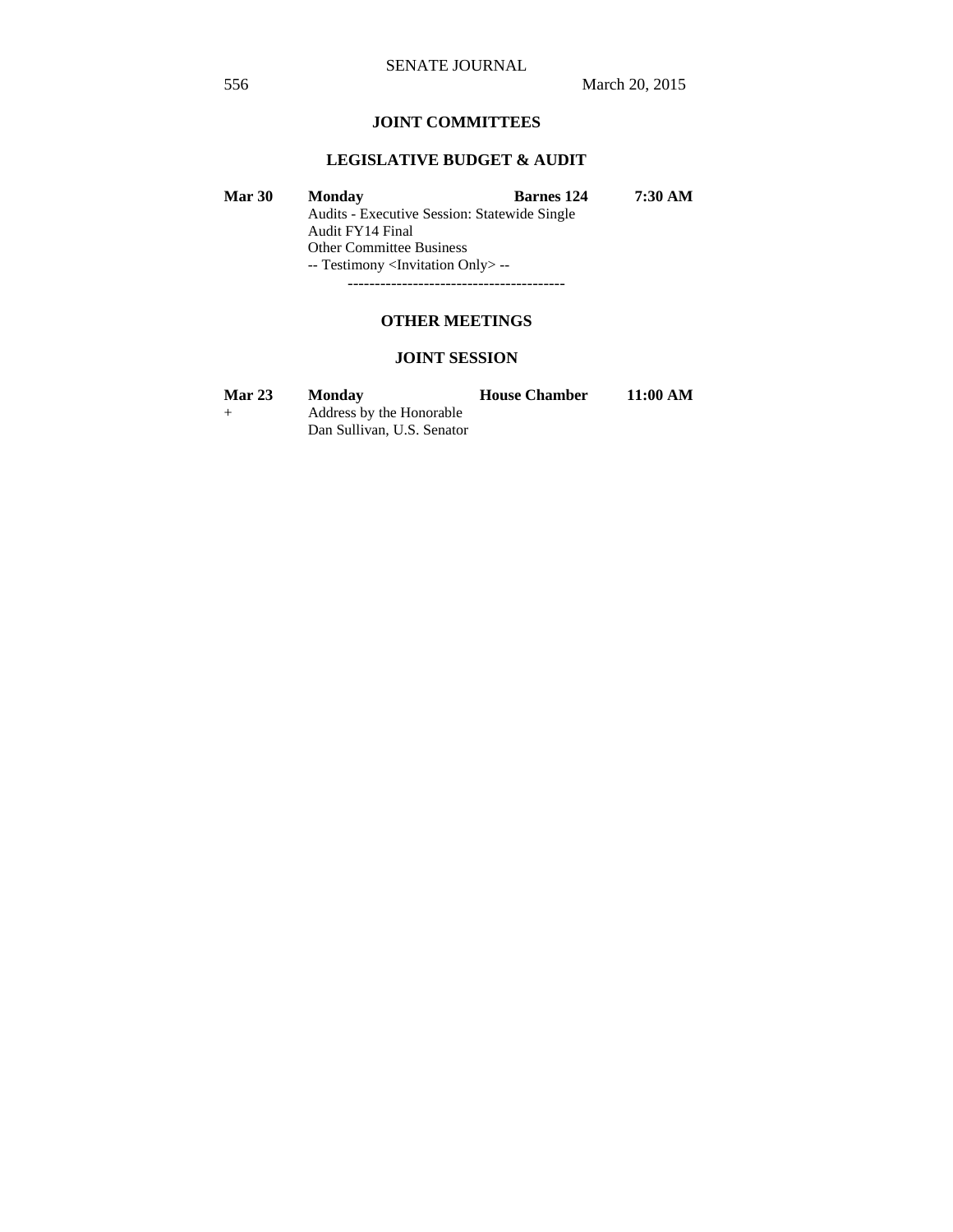## JOINT COMMITTEES

### LEGISLATIVE BUDGET & AUDIT

| | | | |
|---|---|---|---|
| **Mar 30** | **Monday** | **Barnes 124** | **7:30 AM** |
| | Audits - Executive Session: Statewide Single Audit FY14 Final | | |
| | Other Committee Business | | |
| | -- Testimony <Invitation Only> -- | | |

----------------------------------------

## OTHER MEETINGS

### JOINT SESSION

| | | | |
|---|---|---|---|
| **Mar 23** | **Monday** | **House Chamber** | **11:00 AM** |
| + | Address by the Honorable Dan Sullivan, U.S. Senator | | |